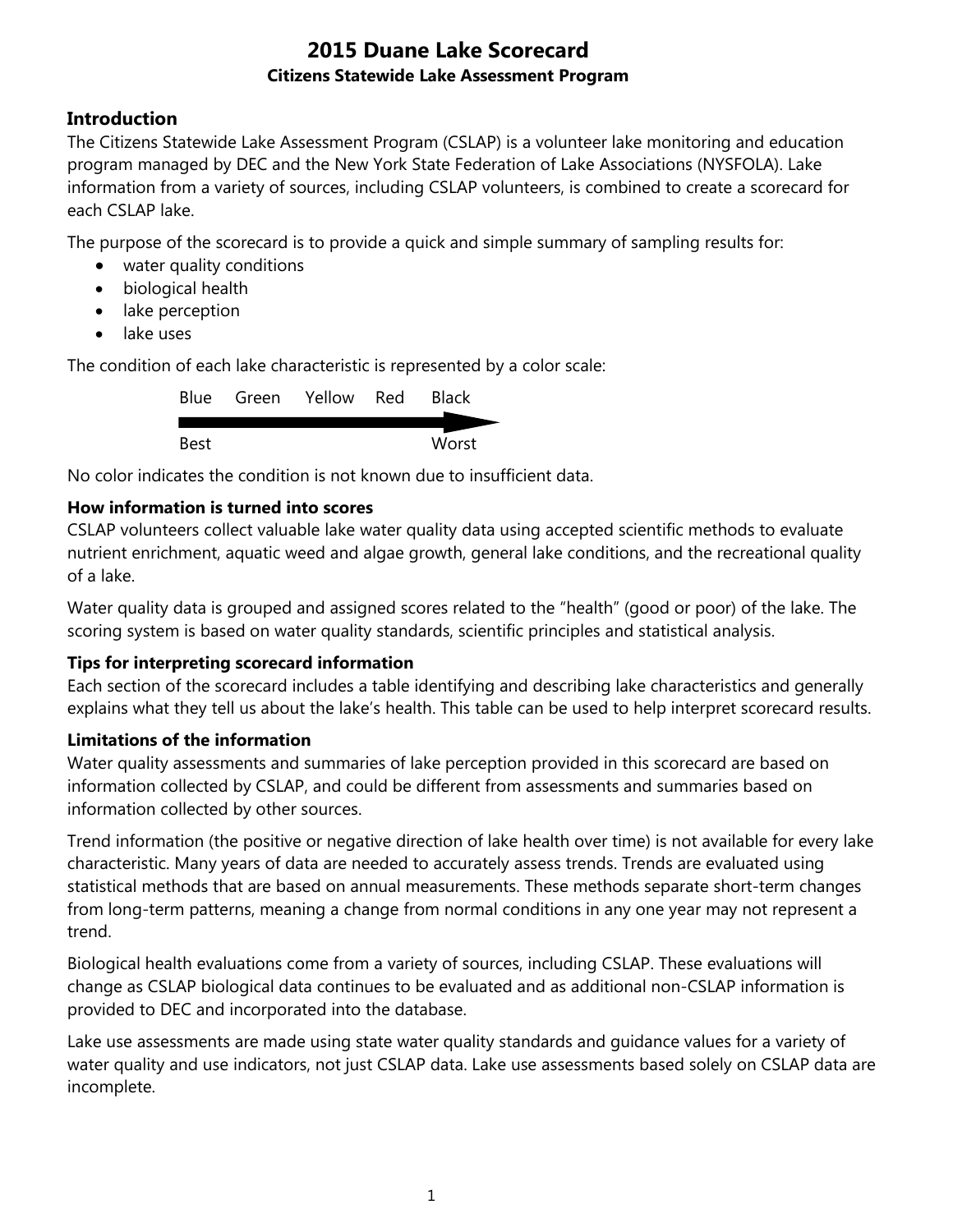# 2015 Duane Lake Scorecard

**Citizens Statewide Lake Assessment Program**

## Introduction

The Citizens Statewide Lake Assessment Program (CSLAP) is a volunteer lake monitoring and education program managed by DEC and the New York State Federation of Lake Associations (NYSFOLA). Lake information from a variety of sources, including CSLAP volunteers, is combined to create a scorecard for each CSLAP lake.

The purpose of the scorecard is to provide a quick and simple summary of sampling results for:

- water quality conditions
- biological health
- lake perception
- lake uses

The condition of each lake characteristic is represented by a color scale:

Blue Green Yellow Red Black

Best → Worst

No color indicates the condition is not known due to insufficient data.

### How information is turned into scores

CSLAP volunteers collect valuable lake water quality data using accepted scientific methods to evaluate nutrient enrichment, aquatic weed and algae growth, general lake conditions, and the recreational quality of a lake.

Water quality data is grouped and assigned scores related to the "health" (good or poor) of the lake. The scoring system is based on water quality standards, scientific principles and statistical analysis.

### Tips for interpreting scorecard information

Each section of the scorecard includes a table identifying and describing lake characteristics and generally explains what they tell us about the lake's health. This table can be used to help interpret scorecard results.

### Limitations of the information

Water quality assessments and summaries of lake perception provided in this scorecard are based on information collected by CSLAP, and could be different from assessments and summaries based on information collected by other sources.

Trend information (the positive or negative direction of lake health over time) is not available for every lake characteristic. Many years of data are needed to accurately assess trends. Trends are evaluated using statistical methods that are based on annual measurements. These methods separate short-term changes from long-term patterns, meaning a change from normal conditions in any one year may not represent a trend.

Biological health evaluations come from a variety of sources, including CSLAP. These evaluations will change as CSLAP biological data continues to be evaluated and as additional non-CSLAP information is provided to DEC and incorporated into the database.

Lake use assessments are made using state water quality standards and guidance values for a variety of water quality and use indicators, not just CSLAP data. Lake use assessments based solely on CSLAP data are incomplete.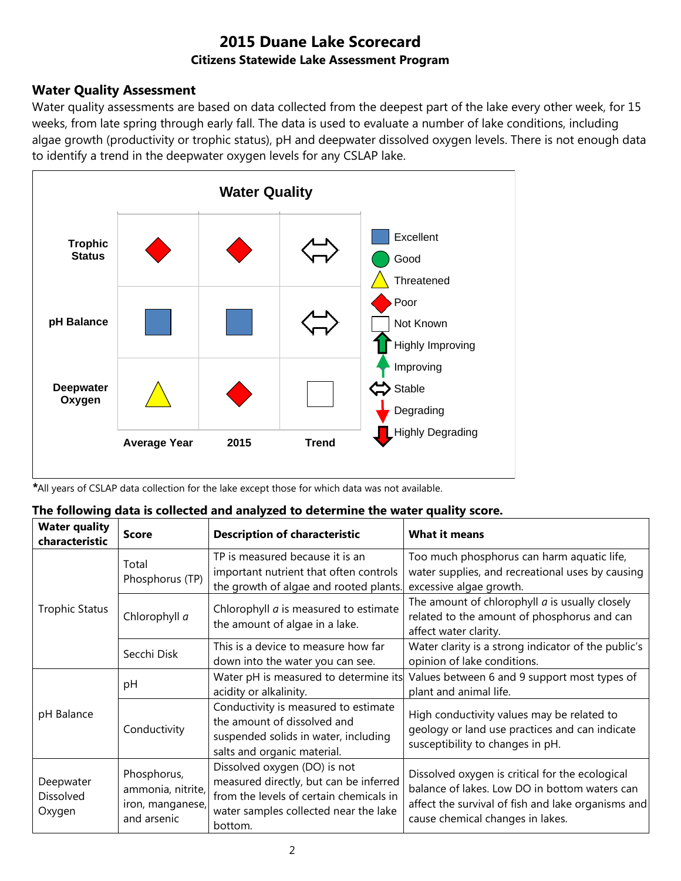# 2015 Duane Lake Scorecard

**Citizens Statewide Lake Assessment Program**

## Water Quality Assessment

Water quality assessments are based on data collected from the deepest part of the lake every other week, for 15 weeks, from late spring through early fall. The data is used to evaluate a number of lake conditions, including algae growth (productivity or trophic status), pH and deepwater dissolved oxygen levels. There is not enough data to identify a trend in the deepwater oxygen levels for any CSLAP lake.

**Water Quality**

| | Average Year | 2015 | Trend |
|---|---|---|---|
| **Trophic Status** | Poor | Poor | Stable |
| **pH Balance** | Excellent | Excellent | Stable |
| **Deepwater Oxygen** | Threatened | Poor | Not Known |

Legend: Excellent, Good, Threatened, Poor, Not Known, Highly Improving, Improving, Stable, Degrading, Highly Degrading

***All years of CSLAP data collection for the lake except those for which data was not available.**

### The following data is collected and analyzed to determine the water quality score.

| Water quality characteristic | Score | Description of characteristic | What it means |
|---|---|---|---|
| Trophic Status | Total Phosphorus (TP) | TP is measured because it is an important nutrient that often controls the growth of algae and rooted plants. | Too much phosphorus can harm aquatic life, water supplies, and recreational uses by causing excessive algae growth. |
| | Chlorophyll *a* | Chlorophyll *a* is measured to estimate the amount of algae in a lake. | The amount of chlorophyll *a* is usually closely related to the amount of phosphorus and can affect water clarity. |
| | Secchi Disk | This is a device to measure how far down into the water you can see. | Water clarity is a strong indicator of the public's opinion of lake conditions. |
| pH Balance | pH | Water pH is measured to determine its acidity or alkalinity. | Values between 6 and 9 support most types of plant and animal life. |
| | Conductivity | Conductivity is measured to estimate the amount of dissolved and suspended solids in water, including salts and organic material. | High conductivity values may be related to geology or land use practices and can indicate susceptibility to changes in pH. |
| Deepwater Dissolved Oxygen | Phosphorus, ammonia, nitrite, iron, manganese, and arsenic | Dissolved oxygen (DO) is not measured directly, but can be inferred from the levels of certain chemicals in water samples collected near the lake bottom. | Dissolved oxygen is critical for the ecological balance of lakes. Low DO in bottom waters can affect the survival of fish and lake organisms and cause chemical changes in lakes. |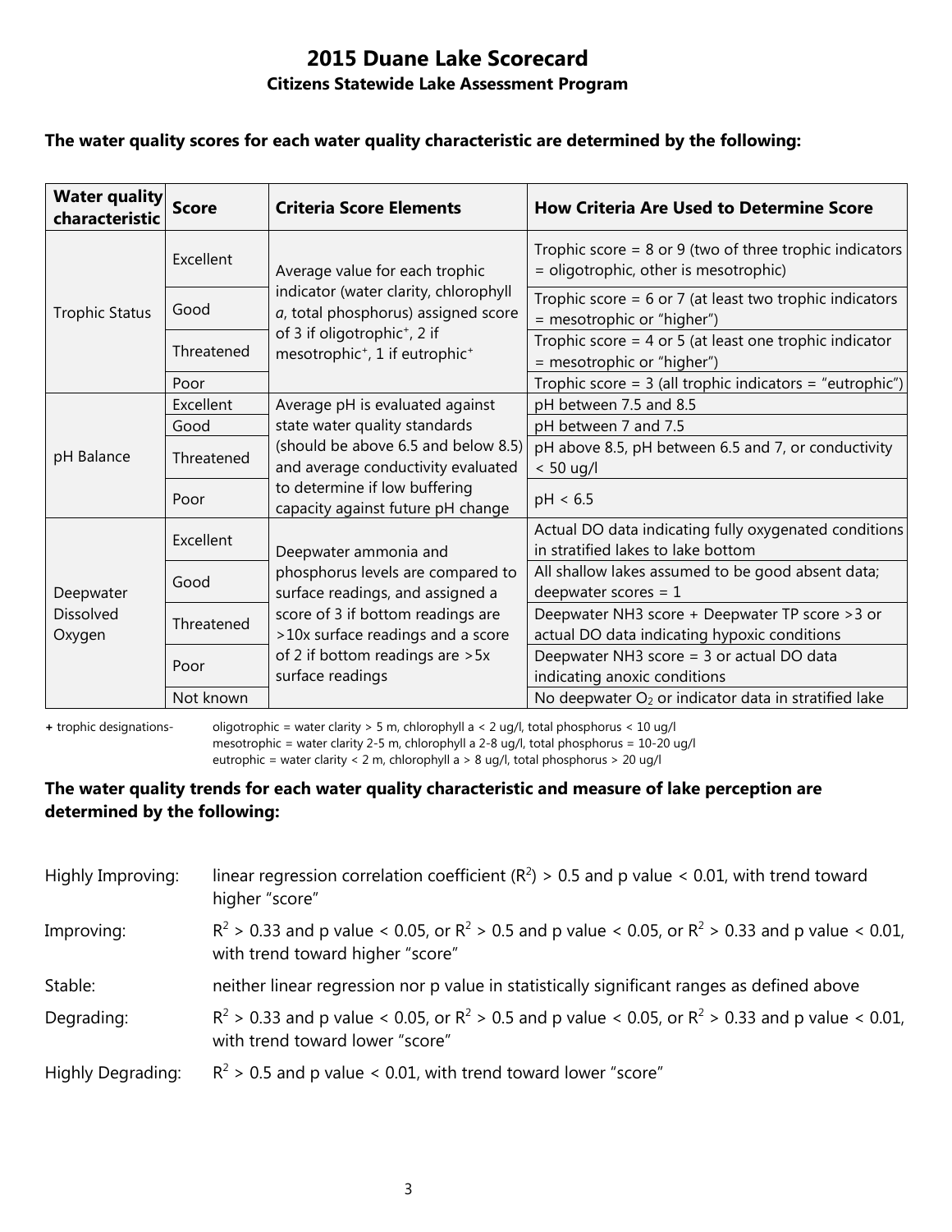# 2015 Duane Lake Scorecard

## Citizens Statewide Lake Assessment Program

**The water quality scores for each water quality characteristic are determined by the following:**

| Water quality characteristic | Score | Criteria Score Elements | How Criteria Are Used to Determine Score |
|---|---|---|---|
| Trophic Status | Excellent | Average value for each trophic indicator (water clarity, chlorophyll *a*, total phosphorus) assigned score of 3 if oligotrophic+, 2 if mesotrophic+, 1 if eutrophic+ | Trophic score = 8 or 9 (two of three trophic indicators = oligotrophic, other is mesotrophic) |
| | Good | | Trophic score = 6 or 7 (at least two trophic indicators = mesotrophic or "higher") |
| | Threatened | | Trophic score = 4 or 5 (at least one trophic indicator = mesotrophic or "higher") |
| | Poor | | Trophic score = 3 (all trophic indicators = "eutrophic") |
| pH Balance | Excellent | Average pH is evaluated against state water quality standards (should be above 6.5 and below 8.5) and average conductivity evaluated to determine if low buffering capacity against future pH change | pH between 7.5 and 8.5 |
| | Good | | pH between 7 and 7.5 |
| | Threatened | | pH above 8.5, pH between 6.5 and 7, or conductivity < 50 ug/l |
| | Poor | | pH < 6.5 |
| Deepwater Dissolved Oxygen | Excellent | Deepwater ammonia and phosphorus levels are compared to surface readings, and assigned a score of 3 if bottom readings are >10x surface readings and a score of 2 if bottom readings are >5x surface readings | Actual DO data indicating fully oxygenated conditions in stratified lakes to lake bottom |
| | Good | | All shallow lakes assumed to be good absent data; deepwater scores = 1 |
| | Threatened | | Deepwater NH3 score + Deepwater TP score >3 or actual DO data indicating hypoxic conditions |
| | Poor | | Deepwater NH3 score = 3 or actual DO data indicating anoxic conditions |
| | Not known | | No deepwater $O_2$ or indicator data in stratified lake |

**+** trophic designations- oligotrophic = water clarity > 5 m, chlorophyll a < 2 ug/l, total phosphorus < 10 ug/l
mesotrophic = water clarity 2-5 m, chlorophyll a 2-8 ug/l, total phosphorus = 10-20 ug/l
eutrophic = water clarity < 2 m, chlorophyll a > 8 ug/l, total phosphorus > 20 ug/l

**The water quality trends for each water quality characteristic and measure of lake perception are determined by the following:**

Highly Improving: linear regression correlation coefficient ($R^2$) > 0.5 and p value < 0.01, with trend toward higher "score"

Improving: $R^2$ > 0.33 and p value < 0.05, or $R^2$ > 0.5 and p value < 0.05, or $R^2$ > 0.33 and p value < 0.01, with trend toward higher "score"

Stable: neither linear regression nor p value in statistically significant ranges as defined above

Degrading: $R^2$ > 0.33 and p value < 0.05, or $R^2$ > 0.5 and p value < 0.05, or $R^2$ > 0.33 and p value < 0.01, with trend toward lower "score"

Highly Degrading: $R^2$ > 0.5 and p value < 0.01, with trend toward lower "score"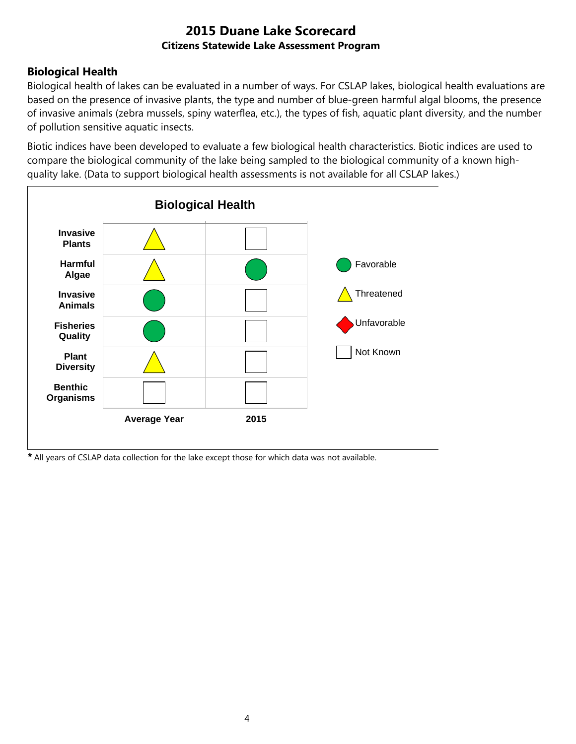# 2015 Duane Lake Scorecard

**Citizens Statewide Lake Assessment Program**

## Biological Health

Biological health of lakes can be evaluated in a number of ways. For CSLAP lakes, biological health evaluations are based on the presence of invasive plants, the type and number of blue-green harmful algal blooms, the presence of invasive animals (zebra mussels, spiny waterflea, etc.), the types of fish, aquatic plant diversity, and the number of pollution sensitive aquatic insects.

Biotic indices have been developed to evaluate a few biological health characteristics. Biotic indices are used to compare the biological community of the lake being sampled to the biological community of a known high-quality lake. (Data to support biological health assessments is not available for all CSLAP lakes.)

**Biological Health**

| | Average Year | 2015 |
|---|---|---|
| **Invasive Plants** | Threatened | Not Known |
| **Harmful Algae** | Threatened | Favorable |
| **Invasive Animals** | Favorable | Not Known |
| **Fisheries Quality** | Favorable | Not Known |
| **Plant Diversity** | Threatened | Not Known |
| **Benthic Organisms** | Not Known | Not Known |

Legend: Favorable (green circle), Threatened (yellow triangle), Unfavorable (red diamond), Not Known (empty square)

**\*** All years of CSLAP data collection for the lake except those for which data was not available.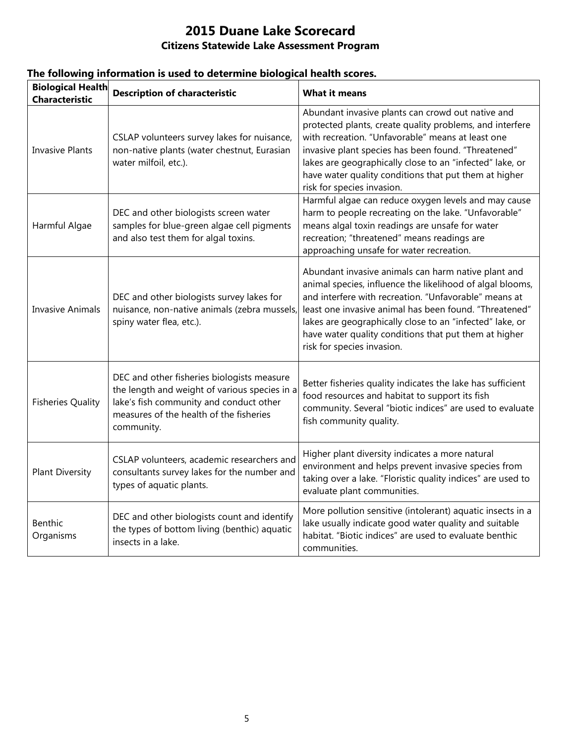# 2015 Duane Lake Scorecard

## Citizens Statewide Lake Assessment Program

### The following information is used to determine biological health scores.

| Biological Health Characteristic | Description of characteristic | What it means |
|---|---|---|
| Invasive Plants | CSLAP volunteers survey lakes for nuisance, non-native plants (water chestnut, Eurasian water milfoil, etc.). | Abundant invasive plants can crowd out native and protected plants, create quality problems, and interfere with recreation. "Unfavorable" means at least one invasive plant species has been found. "Threatened" lakes are geographically close to an "infected" lake, or have water quality conditions that put them at higher risk for species invasion. |
| Harmful Algae | DEC and other biologists screen water samples for blue-green algae cell pigments and also test them for algal toxins. | Harmful algae can reduce oxygen levels and may cause harm to people recreating on the lake. "Unfavorable" means algal toxin readings are unsafe for water recreation; "threatened" means readings are approaching unsafe for water recreation. |
| Invasive Animals | DEC and other biologists survey lakes for nuisance, non-native animals (zebra mussels, spiny water flea, etc.). | Abundant invasive animals can harm native plant and animal species, influence the likelihood of algal blooms, and interfere with recreation. "Unfavorable" means at least one invasive animal has been found. "Threatened" lakes are geographically close to an "infected" lake, or have water quality conditions that put them at higher risk for species invasion. |
| Fisheries Quality | DEC and other fisheries biologists measure the length and weight of various species in a lake's fish community and conduct other measures of the health of the fisheries community. | Better fisheries quality indicates the lake has sufficient food resources and habitat to support its fish community. Several "biotic indices" are used to evaluate fish community quality. |
| Plant Diversity | CSLAP volunteers, academic researchers and consultants survey lakes for the number and types of aquatic plants. | Higher plant diversity indicates a more natural environment and helps prevent invasive species from taking over a lake. "Floristic quality indices" are used to evaluate plant communities. |
| Benthic Organisms | DEC and other biologists count and identify the types of bottom living (benthic) aquatic insects in a lake. | More pollution sensitive (intolerant) aquatic insects in a lake usually indicate good water quality and suitable habitat. "Biotic indices" are used to evaluate benthic communities. |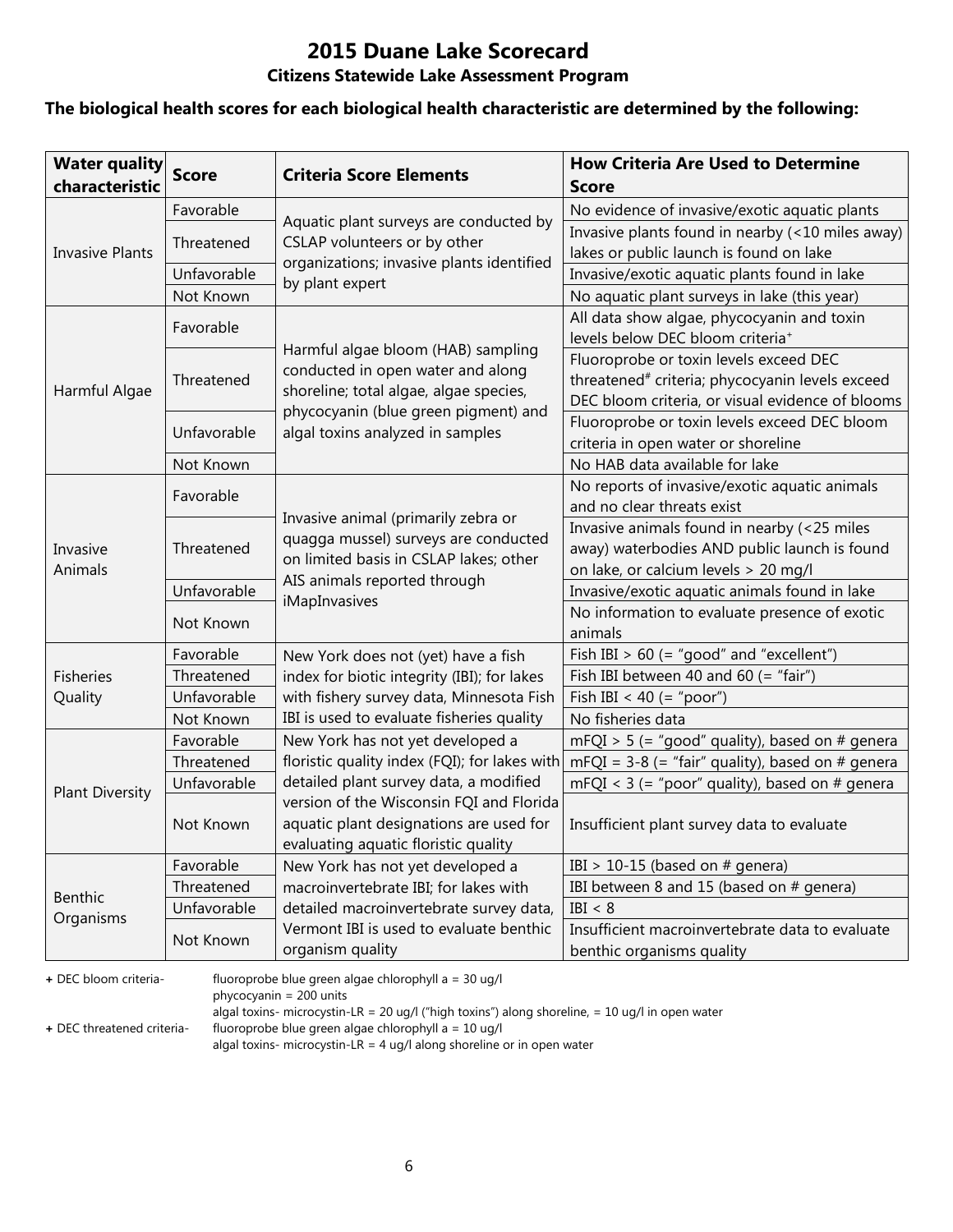# 2015 Duane Lake Scorecard

## Citizens Statewide Lake Assessment Program

**The biological health scores for each biological health characteristic are determined by the following:**

| Water quality characteristic | Score | Criteria Score Elements | How Criteria Are Used to Determine Score |
|---|---|---|---|
| Invasive Plants | Favorable | Aquatic plant surveys are conducted by CSLAP volunteers or by other organizations; invasive plants identified by plant expert | No evidence of invasive/exotic aquatic plants |
| | Threatened | | Invasive plants found in nearby (<10 miles away) lakes or public launch is found on lake |
| | Unfavorable | | Invasive/exotic aquatic plants found in lake |
| | Not Known | | No aquatic plant surveys in lake (this year) |
| Harmful Algae | Favorable | Harmful algae bloom (HAB) sampling conducted in open water and along shoreline; total algae, algae species, phycocyanin (blue green pigment) and algal toxins analyzed in samples | All data show algae, phycocyanin and toxin levels below DEC bloom criteria+ |
| | Threatened | | Fluoroprobe or toxin levels exceed DEC threatened# criteria; phycocyanin levels exceed DEC bloom criteria, or visual evidence of blooms |
| | Unfavorable | | Fluoroprobe or toxin levels exceed DEC bloom criteria in open water or shoreline |
| | Not Known | | No HAB data available for lake |
| Invasive Animals | Favorable | Invasive animal (primarily zebra or quagga mussel) surveys are conducted on limited basis in CSLAP lakes; other AIS animals reported through iMapInvasives | No reports of invasive/exotic aquatic animals and no clear threats exist |
| | Threatened | | Invasive animals found in nearby (<25 miles away) waterbodies AND public launch is found on lake, or calcium levels > 20 mg/l |
| | Unfavorable | | Invasive/exotic aquatic animals found in lake |
| | Not Known | | No information to evaluate presence of exotic animals |
| Fisheries Quality | Favorable | New York does not (yet) have a fish index for biotic integrity (IBI); for lakes with fishery survey data, Minnesota Fish IBI is used to evaluate fisheries quality | Fish IBI > 60 (= "good" and "excellent") |
| | Threatened | | Fish IBI between 40 and 60 (= "fair") |
| | Unfavorable | | Fish IBI < 40 (= "poor") |
| | Not Known | | No fisheries data |
| Plant Diversity | Favorable | New York has not yet developed a floristic quality index (FQI); for lakes with detailed plant survey data, a modified version of the Wisconsin FQI and Florida aquatic plant designations are used for evaluating aquatic floristic quality | mFQI > 5 (= "good" quality), based on # genera |
| | Threatened | | mFQI = 3-8 (= "fair" quality), based on # genera |
| | Unfavorable | | mFQI < 3 (= "poor" quality), based on # genera |
| | Not Known | | Insufficient plant survey data to evaluate |
| Benthic Organisms | Favorable | New York has not yet developed a macroinvertebrate IBI; for lakes with detailed macroinvertebrate survey data, Vermont IBI is used to evaluate benthic organism quality | IBI > 10-15 (based on # genera) |
| | Threatened | | IBI between 8 and 15 (based on # genera) |
| | Unfavorable | | IBI < 8 |
| | Not Known | | Insufficient macroinvertebrate data to evaluate benthic organisms quality |

**+** DEC bloom criteria- fluoroprobe blue green algae chlorophyll a = 30 ug/l
phycocyanin = 200 units
algal toxins- microcystin-LR = 20 ug/l ("high toxins") along shoreline, = 10 ug/l in open water

**+** DEC threatened criteria- fluoroprobe blue green algae chlorophyll a = 10 ug/l
algal toxins- microcystin-LR = 4 ug/l along shoreline or in open water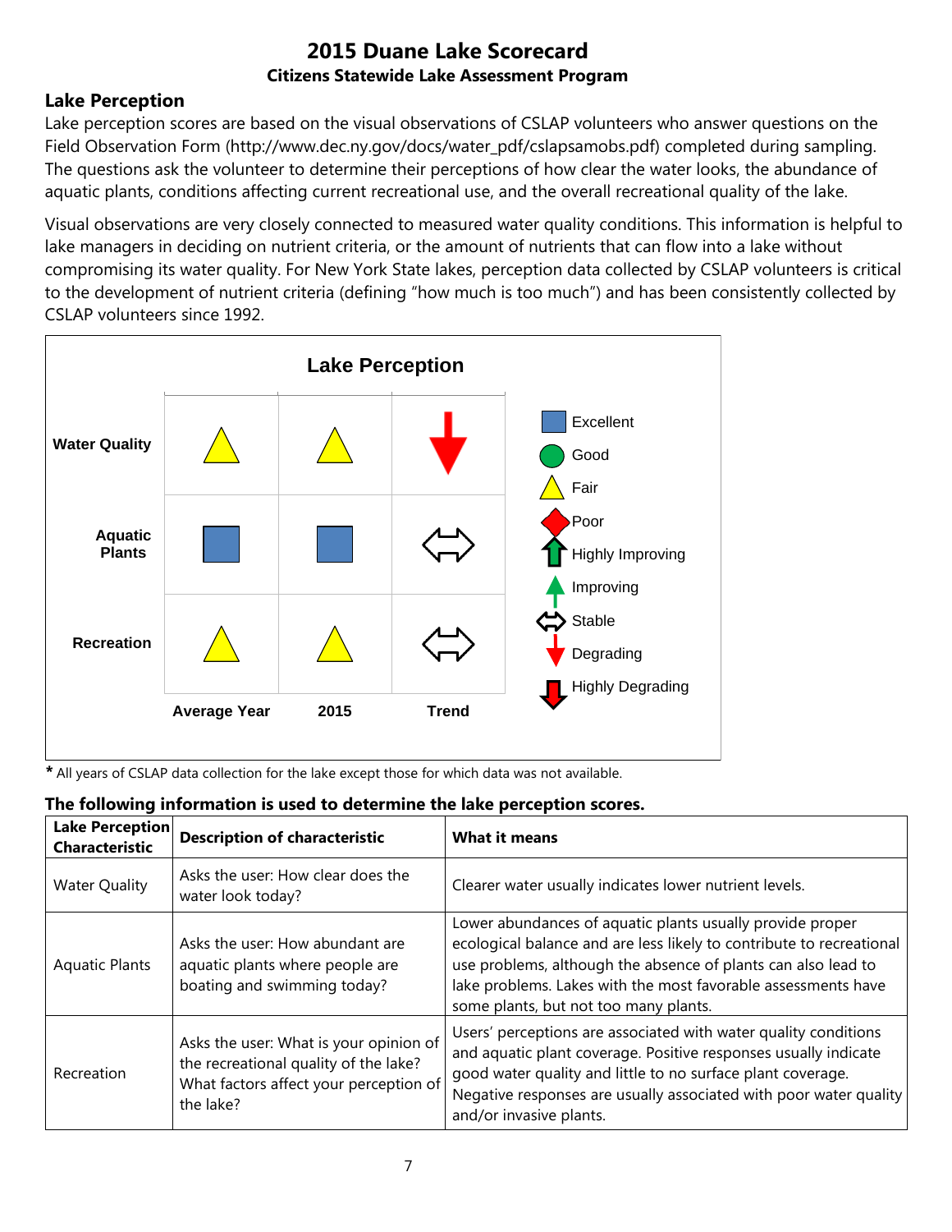# 2015 Duane Lake Scorecard

### Citizens Statewide Lake Assessment Program

## Lake Perception

Lake perception scores are based on the visual observations of CSLAP volunteers who answer questions on the Field Observation Form (http://www.dec.ny.gov/docs/water_pdf/cslapsamobs.pdf) completed during sampling. The questions ask the volunteer to determine their perceptions of how clear the water looks, the abundance of aquatic plants, conditions affecting current recreational use, and the overall recreational quality of the lake.

Visual observations are very closely connected to measured water quality conditions. This information is helpful to lake managers in deciding on nutrient criteria, or the amount of nutrients that can flow into a lake without compromising its water quality. For New York State lakes, perception data collected by CSLAP volunteers is critical to the development of nutrient criteria (defining "how much is too much") and has been consistently collected by CSLAP volunteers since 1992.

**Lake Perception**

| | Average Year | 2015 | Trend |
|---|---|---|---|
| Water Quality | Fair | Fair | Degrading |
| Aquatic Plants | Excellent | Excellent | Stable |
| Recreation | Fair | Fair | Stable |

Legend: Excellent, Good, Fair, Poor, Highly Improving, Improving, Stable, Degrading, Highly Degrading

* All years of CSLAP data collection for the lake except those for which data was not available.

### The following information is used to determine the lake perception scores.

| Lake Perception Characteristic | Description of characteristic | What it means |
|---|---|---|
| Water Quality | Asks the user: How clear does the water look today? | Clearer water usually indicates lower nutrient levels. |
| Aquatic Plants | Asks the user: How abundant are aquatic plants where people are boating and swimming today? | Lower abundances of aquatic plants usually provide proper ecological balance and are less likely to contribute to recreational use problems, although the absence of plants can also lead to lake problems. Lakes with the most favorable assessments have some plants, but not too many plants. |
| Recreation | Asks the user: What is your opinion of the recreational quality of the lake? What factors affect your perception of the lake? | Users' perceptions are associated with water quality conditions and aquatic plant coverage. Positive responses usually indicate good water quality and little to no surface plant coverage. Negative responses are usually associated with poor water quality and/or invasive plants. |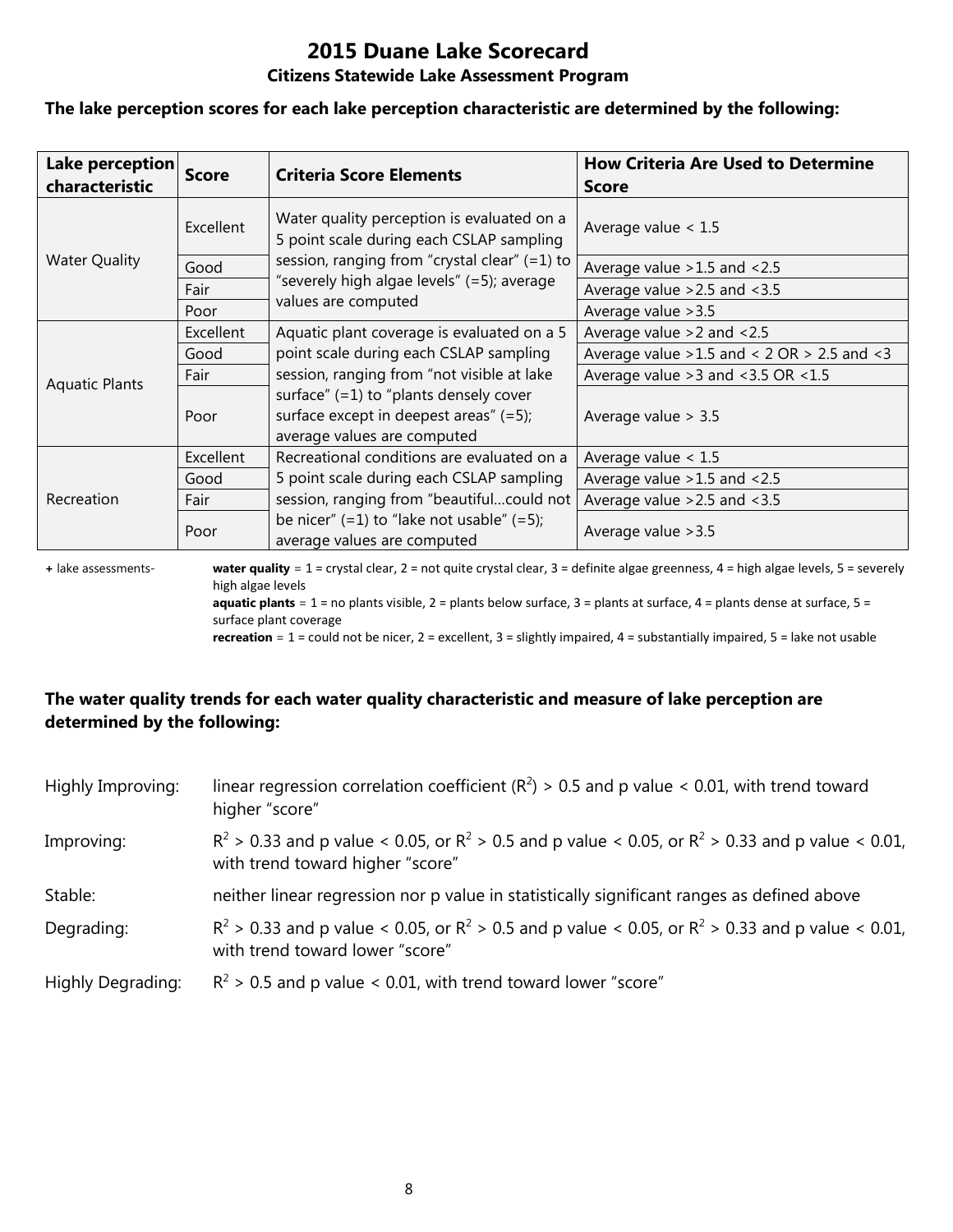# 2015 Duane Lake Scorecard

## Citizens Statewide Lake Assessment Program

**The lake perception scores for each lake perception characteristic are determined by the following:**

| Lake perception characteristic | Score | Criteria Score Elements | How Criteria Are Used to Determine Score |
|---|---|---|---|
| Water Quality | Excellent | Water quality perception is evaluated on a 5 point scale during each CSLAP sampling session, ranging from "crystal clear" (=1) to "severely high algae levels" (=5); average values are computed | Average value < 1.5 |
| | Good | | Average value >1.5 and <2.5 |
| | Fair | | Average value >2.5 and <3.5 |
| | Poor | | Average value >3.5 |
| Aquatic Plants | Excellent | Aquatic plant coverage is evaluated on a 5 point scale during each CSLAP sampling session, ranging from "not visible at lake surface" (=1) to "plants densely cover surface except in deepest areas" (=5); average values are computed | Average value >2 and <2.5 |
| | Good | | Average value >1.5 and < 2 OR > 2.5 and <3 |
| | Fair | | Average value >3 and <3.5 OR <1.5 |
| | Poor | | Average value > 3.5 |
| Recreation | Excellent | Recreational conditions are evaluated on a 5 point scale during each CSLAP sampling session, ranging from "beautiful…could not be nicer" (=1) to "lake not usable" (=5); average values are computed | Average value < 1.5 |
| | Good | | Average value >1.5 and <2.5 |
| | Fair | | Average value >2.5 and <3.5 |
| | Poor | | Average value >3.5 |

**+** lake assessments- **water quality** = 1 = crystal clear, 2 = not quite crystal clear, 3 = definite algae greenness, 4 = high algae levels, 5 = severely high algae levels
**aquatic plants** = 1 = no plants visible, 2 = plants below surface, 3 = plants at surface, 4 = plants dense at surface, 5 = surface plant coverage
**recreation** = 1 = could not be nicer, 2 = excellent, 3 = slightly impaired, 4 = substantially impaired, 5 = lake not usable

**The water quality trends for each water quality characteristic and measure of lake perception are determined by the following:**

Highly Improving: linear regression correlation coefficient ($R^2$) > 0.5 and p value < 0.01, with trend toward higher "score"

Improving: $R^2$ > 0.33 and p value < 0.05, or $R^2$ > 0.5 and p value < 0.05, or $R^2$ > 0.33 and p value < 0.01, with trend toward higher "score"

Stable: neither linear regression nor p value in statistically significant ranges as defined above

Degrading: $R^2$ > 0.33 and p value < 0.05, or $R^2$ > 0.5 and p value < 0.05, or $R^2$ > 0.33 and p value < 0.01, with trend toward lower "score"

Highly Degrading: $R^2$ > 0.5 and p value < 0.01, with trend toward lower "score"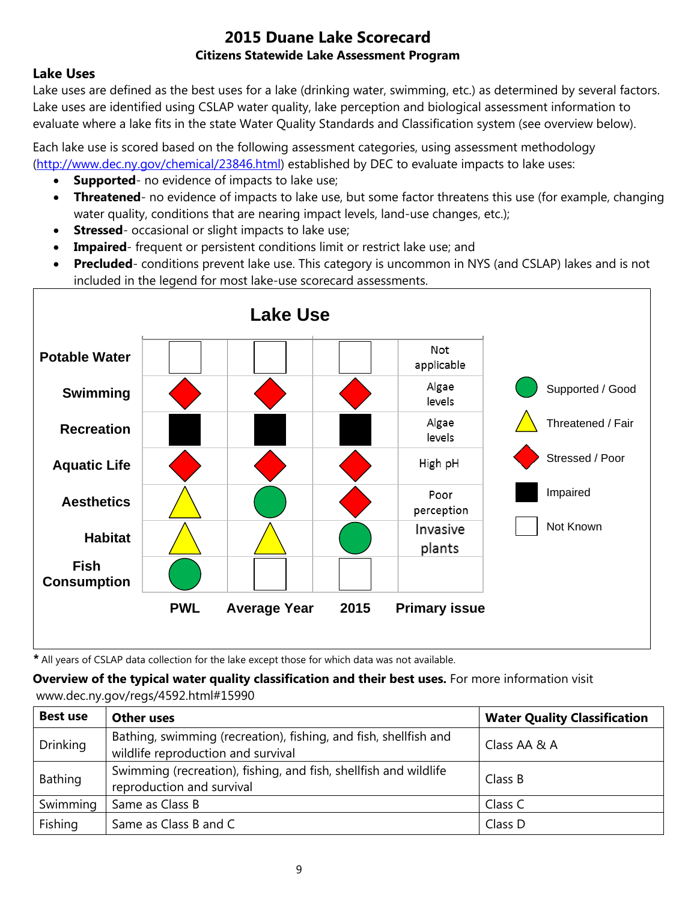# 2015 Duane Lake Scorecard

### Citizens Statewide Lake Assessment Program

## Lake Uses

Lake uses are defined as the best uses for a lake (drinking water, swimming, etc.) as determined by several factors. Lake uses are identified using CSLAP water quality, lake perception and biological assessment information to evaluate where a lake fits in the state Water Quality Standards and Classification system (see overview below).

Each lake use is scored based on the following assessment categories, using assessment methodology (http://www.dec.ny.gov/chemical/23846.html) established by DEC to evaluate impacts to lake uses:

- **Supported**- no evidence of impacts to lake use;
- **Threatened**- no evidence of impacts to lake use, but some factor threatens this use (for example, changing water quality, conditions that are nearing impact levels, land-use changes, etc.);
- **Stressed**- occasional or slight impacts to lake use;
- **Impaired**- frequent or persistent conditions limit or restrict lake use; and
- **Precluded**- conditions prevent lake use. This category is uncommon in NYS (and CSLAP) lakes and is not included in the legend for most lake-use scorecard assessments.

**Lake Use**

| | PWL | Average Year | 2015 | Primary issue |
|---|---|---|---|---|
| Potable Water | Not Known | Not Known | Not Known | Not applicable |
| Swimming | Stressed / Poor | Stressed / Poor | Stressed / Poor | Algae levels |
| Recreation | Impaired | Impaired | Impaired | Algae levels |
| Aquatic Life | Stressed / Poor | Stressed / Poor | Stressed / Poor | High pH |
| Aesthetics | Threatened / Fair | Supported / Good | Stressed / Poor | Poor perception |
| Habitat | Threatened / Fair | Threatened / Fair | Supported / Good | Invasive plants |
| Fish Consumption | Supported / Good | Not Known | Not Known | |

Legend: Supported / Good; Threatened / Fair; Stressed / Poor; Impaired; Not Known

**\*** All years of CSLAP data collection for the lake except those for which data was not available.

**Overview of the typical water quality classification and their best uses.** For more information visit www.dec.ny.gov/regs/4592.html#15990

| Best use | Other uses | Water Quality Classification |
|---|---|---|
| Drinking | Bathing, swimming (recreation), fishing, and fish, shellfish and wildlife reproduction and survival | Class AA & A |
| Bathing | Swimming (recreation), fishing, and fish, shellfish and wildlife reproduction and survival | Class B |
| Swimming | Same as Class B | Class C |
| Fishing | Same as Class B and C | Class D |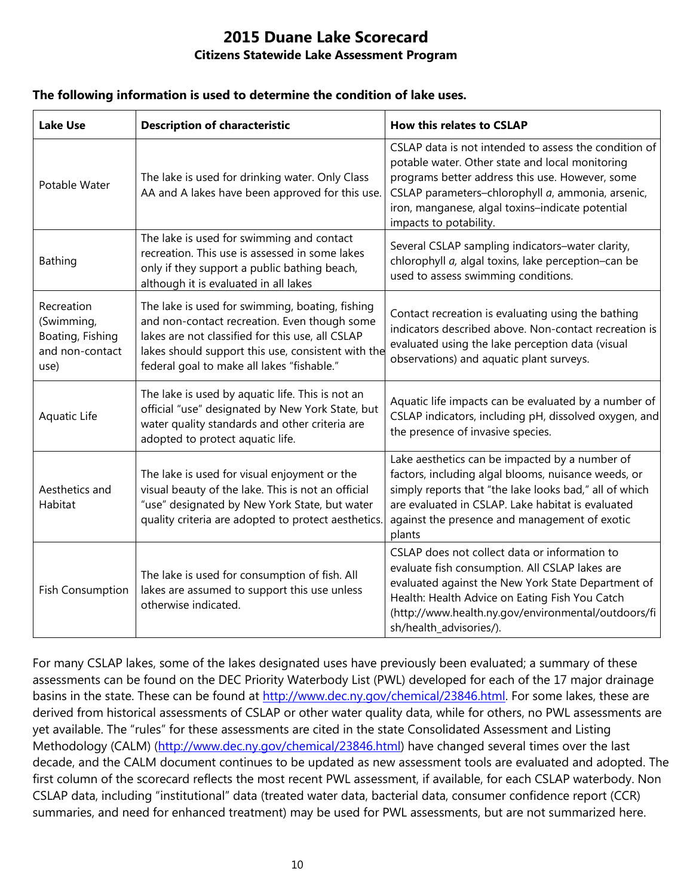# 2015 Duane Lake Scorecard

## Citizens Statewide Lake Assessment Program

**The following information is used to determine the condition of lake uses.**

| Lake Use | Description of characteristic | How this relates to CSLAP |
|---|---|---|
| Potable Water | The lake is used for drinking water. Only Class AA and A lakes have been approved for this use. | CSLAP data is not intended to assess the condition of potable water. Other state and local monitoring programs better address this use. However, some CSLAP parameters–chlorophyll *a*, ammonia, arsenic, iron, manganese, algal toxins–indicate potential impacts to potability. |
| Bathing | The lake is used for swimming and contact recreation. This use is assessed in some lakes only if they support a public bathing beach, although it is evaluated in all lakes | Several CSLAP sampling indicators–water clarity, chlorophyll *a,* algal toxins, lake perception–can be used to assess swimming conditions. |
| Recreation (Swimming, Boating, Fishing and non-contact use) | The lake is used for swimming, boating, fishing and non-contact recreation. Even though some lakes are not classified for this use, all CSLAP lakes should support this use, consistent with the federal goal to make all lakes "fishable." | Contact recreation is evaluating using the bathing indicators described above. Non-contact recreation is evaluated using the lake perception data (visual observations) and aquatic plant surveys. |
| Aquatic Life | The lake is used by aquatic life. This is not an official "use" designated by New York State, but water quality standards and other criteria are adopted to protect aquatic life. | Aquatic life impacts can be evaluated by a number of CSLAP indicators, including pH, dissolved oxygen, and the presence of invasive species. |
| Aesthetics and Habitat | The lake is used for visual enjoyment or the visual beauty of the lake. This is not an official "use" designated by New York State, but water quality criteria are adopted to protect aesthetics. | Lake aesthetics can be impacted by a number of factors, including algal blooms, nuisance weeds, or simply reports that "the lake looks bad," all of which are evaluated in CSLAP. Lake habitat is evaluated against the presence and management of exotic plants |
| Fish Consumption | The lake is used for consumption of fish. All lakes are assumed to support this use unless otherwise indicated. | CSLAP does not collect data or information to evaluate fish consumption. All CSLAP lakes are evaluated against the New York State Department of Health: Health Advice on Eating Fish You Catch (http://www.health.ny.gov/environmental/outdoors/fish/health_advisories/). |

For many CSLAP lakes, some of the lakes designated uses have previously been evaluated; a summary of these assessments can be found on the DEC Priority Waterbody List (PWL) developed for each of the 17 major drainage basins in the state. These can be found at http://www.dec.ny.gov/chemical/23846.html. For some lakes, these are derived from historical assessments of CSLAP or other water quality data, while for others, no PWL assessments are yet available. The "rules" for these assessments are cited in the state Consolidated Assessment and Listing Methodology (CALM) (http://www.dec.ny.gov/chemical/23846.html) have changed several times over the last decade, and the CALM document continues to be updated as new assessment tools are evaluated and adopted. The first column of the scorecard reflects the most recent PWL assessment, if available, for each CSLAP waterbody. Non CSLAP data, including "institutional" data (treated water data, bacterial data, consumer confidence report (CCR) summaries, and need for enhanced treatment) may be used for PWL assessments, but are not summarized here.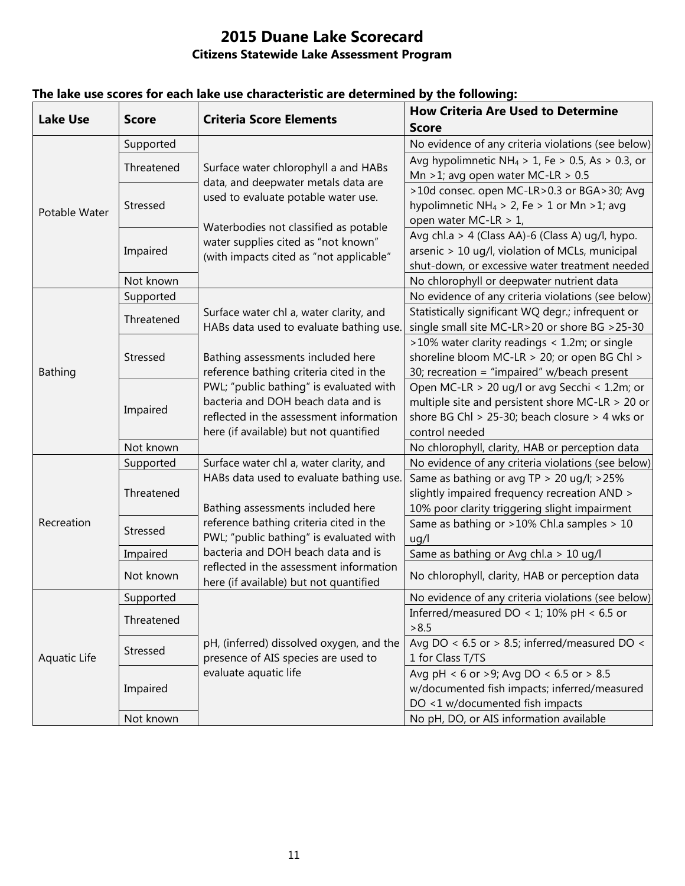# 2015 Duane Lake Scorecard

## Citizens Statewide Lake Assessment Program

**The lake use scores for each lake use characteristic are determined by the following:**

| Lake Use | Score | Criteria Score Elements | How Criteria Are Used to Determine Score |
|---|---|---|---|
| Potable Water | Supported | Surface water chlorophyll a and HABs data, and deepwater metals data are used to evaluate potable water use. Waterbodies not classified as potable water supplies cited as "not known" (with impacts cited as "not applicable" | No evidence of any criteria violations (see below) |
| | Threatened | | Avg hypolimnetic $NH_4$ > 1, Fe > 0.5, As > 0.3, or Mn >1; avg open water MC-LR > 0.5 |
| | Stressed | | >10d consec. open MC-LR>0.3 or BGA>30; Avg hypolimnetic $NH_4$ > 2, Fe > 1 or Mn >1; avg open water MC-LR > 1, |
| | Impaired | | Avg chl.a > 4 (Class AA)-6 (Class A) ug/l, hypo. arsenic > 10 ug/l, violation of MCLs, municipal shut-down, or excessive water treatment needed |
| | Not known | | No chlorophyll or deepwater nutrient data |
| Bathing | Supported | Surface water chl a, water clarity, and HABs data used to evaluate bathing use. Bathing assessments included here reference bathing criteria cited in the PWL; "public bathing" is evaluated with bacteria and DOH beach data and is reflected in the assessment information here (if available) but not quantified | No evidence of any criteria violations (see below) |
| | Threatened | | Statistically significant WQ degr.; infrequent or single small site MC-LR>20 or shore BG >25-30 |
| | Stressed | | >10% water clarity readings < 1.2m; or single shoreline bloom MC-LR > 20; or open BG Chl > 30; recreation = "impaired" w/beach present |
| | Impaired | | Open MC-LR > 20 ug/l or avg Secchi < 1.2m; or multiple site and persistent shore MC-LR > 20 or shore BG Chl > 25-30; beach closure > 4 wks or control needed |
| | Not known | | No chlorophyll, clarity, HAB or perception data |
| Recreation | Supported | Surface water chl a, water clarity, and HABs data used to evaluate bathing use. Bathing assessments included here reference bathing criteria cited in the PWL; "public bathing" is evaluated with bacteria and DOH beach data and is reflected in the assessment information here (if available) but not quantified | No evidence of any criteria violations (see below) |
| | Threatened | | Same as bathing or avg TP > 20 ug/l; >25% slightly impaired frequency recreation AND > 10% poor clarity triggering slight impairment |
| | Stressed | | Same as bathing or >10% Chl.a samples > 10 ug/l |
| | Impaired | | Same as bathing or Avg chl.a > 10 ug/l |
| | Not known | | No chlorophyll, clarity, HAB or perception data |
| Aquatic Life | Supported | pH, (inferred) dissolved oxygen, and the presence of AIS species are used to evaluate aquatic life | No evidence of any criteria violations (see below) |
| | Threatened | | Inferred/measured DO < 1; 10% pH < 6.5 or >8.5 |
| | Stressed | | Avg DO < 6.5 or > 8.5; inferred/measured DO < 1 for Class T/TS |
| | Impaired | | Avg pH < 6 or >9; Avg DO < 6.5 or > 8.5 w/documented fish impacts; inferred/measured DO <1 w/documented fish impacts |
| | Not known | | No pH, DO, or AIS information available |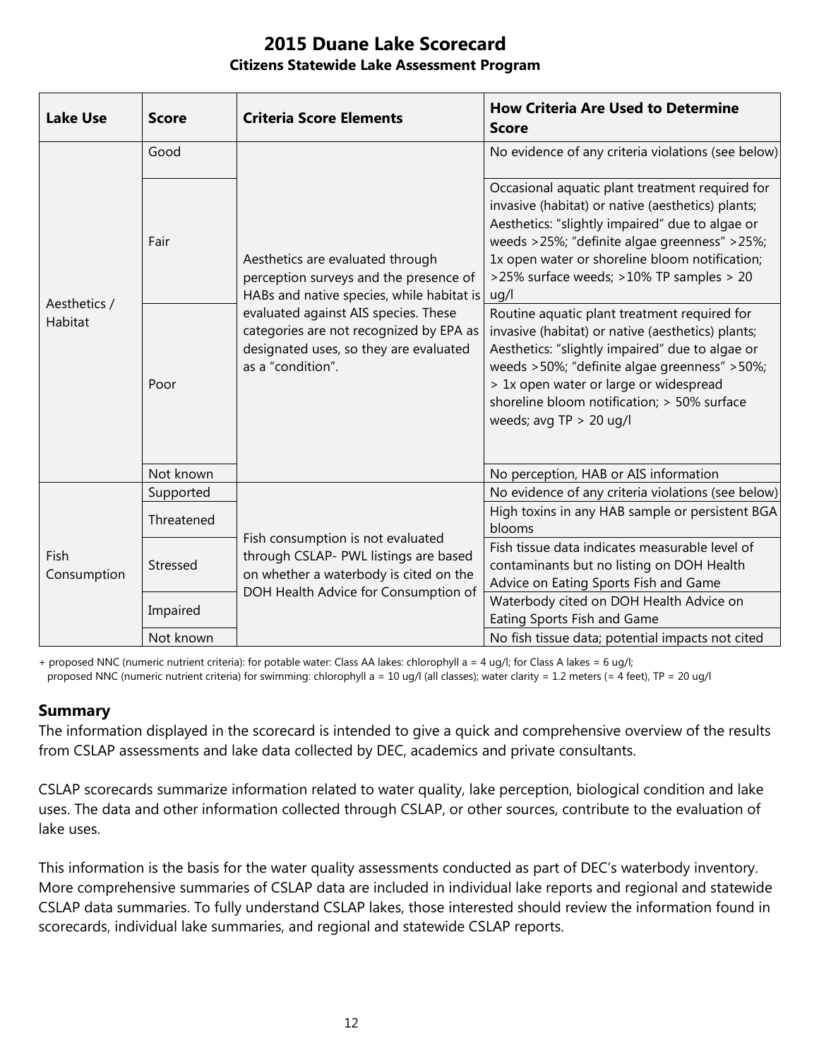# 2015 Duane Lake Scorecard

## Citizens Statewide Lake Assessment Program

| Lake Use | Score | Criteria Score Elements | How Criteria Are Used to Determine Score |
|---|---|---|---|
| Aesthetics / Habitat | Good | Aesthetics are evaluated through perception surveys and the presence of HABs and native species, while habitat is evaluated against AIS species. These categories are not recognized by EPA as designated uses, so they are evaluated as a "condition". | No evidence of any criteria violations (see below) |
| | Fair | | Occasional aquatic plant treatment required for invasive (habitat) or native (aesthetics) plants; Aesthetics: "slightly impaired" due to algae or weeds >25%; "definite algae greenness" >25%; 1x open water or shoreline bloom notification; >25% surface weeds; >10% TP samples > 20 ug/l |
| | Poor | | Routine aquatic plant treatment required for invasive (habitat) or native (aesthetics) plants; Aesthetics: "slightly impaired" due to algae or weeds >50%; "definite algae greenness" >50%; > 1x open water or large or widespread shoreline bloom notification; > 50% surface weeds; avg TP > 20 ug/l |
| | Not known | | No perception, HAB or AIS information |
| Fish Consumption | Supported | Fish consumption is not evaluated through CSLAP- PWL listings are based on whether a waterbody is cited on the DOH Health Advice for Consumption of | No evidence of any criteria violations (see below) |
| | Threatened | | High toxins in any HAB sample or persistent BGA blooms |
| | Stressed | | Fish tissue data indicates measurable level of contaminants but no listing on DOH Health Advice on Eating Sports Fish and Game |
| | Impaired | | Waterbody cited on DOH Health Advice on Eating Sports Fish and Game |
| | Not known | | No fish tissue data; potential impacts not cited |

+ proposed NNC (numeric nutrient criteria): for potable water: Class AA lakes: chlorophyll a = 4 ug/l; for Class A lakes = 6 ug/l;
proposed NNC (numeric nutrient criteria) for swimming: chlorophyll a = 10 ug/l (all classes); water clarity = 1.2 meters (= 4 feet), TP = 20 ug/l

## Summary

The information displayed in the scorecard is intended to give a quick and comprehensive overview of the results from CSLAP assessments and lake data collected by DEC, academics and private consultants.

CSLAP scorecards summarize information related to water quality, lake perception, biological condition and lake uses. The data and other information collected through CSLAP, or other sources, contribute to the evaluation of lake uses.

This information is the basis for the water quality assessments conducted as part of DEC's waterbody inventory. More comprehensive summaries of CSLAP data are included in individual lake reports and regional and statewide CSLAP data summaries. To fully understand CSLAP lakes, those interested should review the information found in scorecards, individual lake summaries, and regional and statewide CSLAP reports.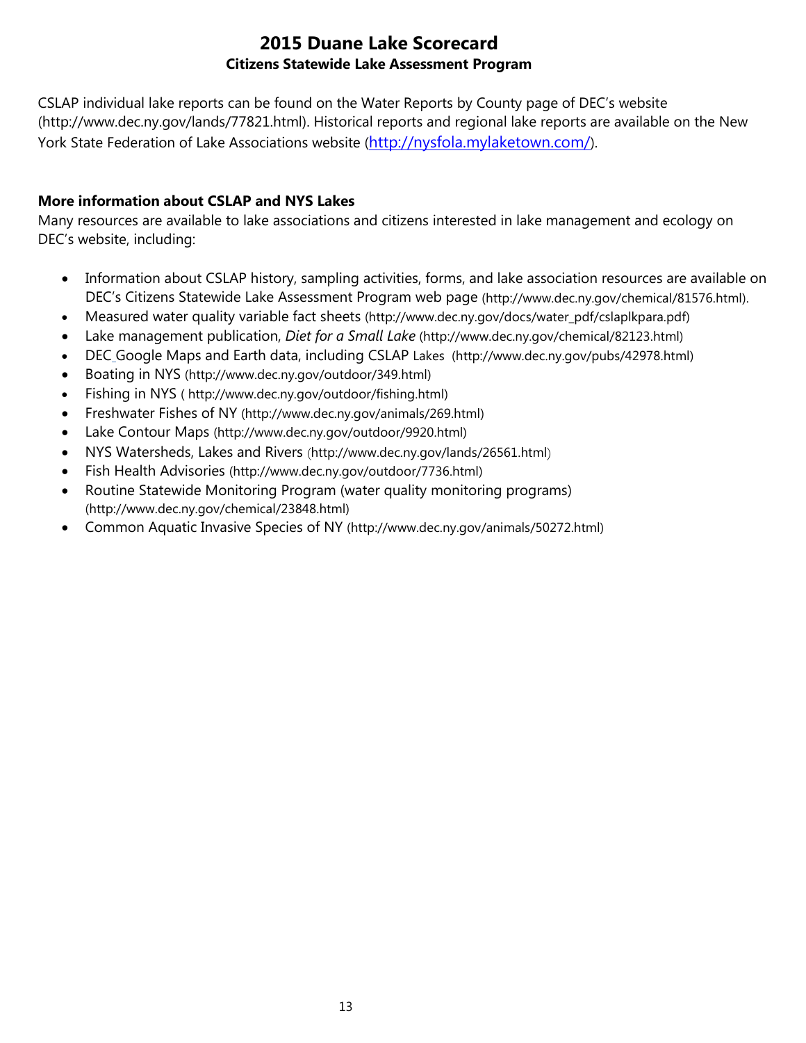# 2015 Duane Lake Scorecard

**Citizens Statewide Lake Assessment Program**

CSLAP individual lake reports can be found on the Water Reports by County page of DEC's website (http://www.dec.ny.gov/lands/77821.html). Historical reports and regional lake reports are available on the New York State Federation of Lake Associations website (http://nysfola.mylaketown.com/).

**More information about CSLAP and NYS Lakes**

Many resources are available to lake associations and citizens interested in lake management and ecology on DEC's website, including:

- Information about CSLAP history, sampling activities, forms, and lake association resources are available on DEC's Citizens Statewide Lake Assessment Program web page (http://www.dec.ny.gov/chemical/81576.html).
- Measured water quality variable fact sheets (http://www.dec.ny.gov/docs/water_pdf/cslaplkpara.pdf)
- Lake management publication, *Diet for a Small Lake* (http://www.dec.ny.gov/chemical/82123.html)
- DEC Google Maps and Earth data, including CSLAP Lakes (http://www.dec.ny.gov/pubs/42978.html)
- Boating in NYS (http://www.dec.ny.gov/outdoor/349.html)
- Fishing in NYS ( http://www.dec.ny.gov/outdoor/fishing.html)
- Freshwater Fishes of NY (http://www.dec.ny.gov/animals/269.html)
- Lake Contour Maps (http://www.dec.ny.gov/outdoor/9920.html)
- NYS Watersheds, Lakes and Rivers (http://www.dec.ny.gov/lands/26561.html)
- Fish Health Advisories (http://www.dec.ny.gov/outdoor/7736.html)
- Routine Statewide Monitoring Program (water quality monitoring programs) (http://www.dec.ny.gov/chemical/23848.html)
- Common Aquatic Invasive Species of NY (http://www.dec.ny.gov/animals/50272.html)